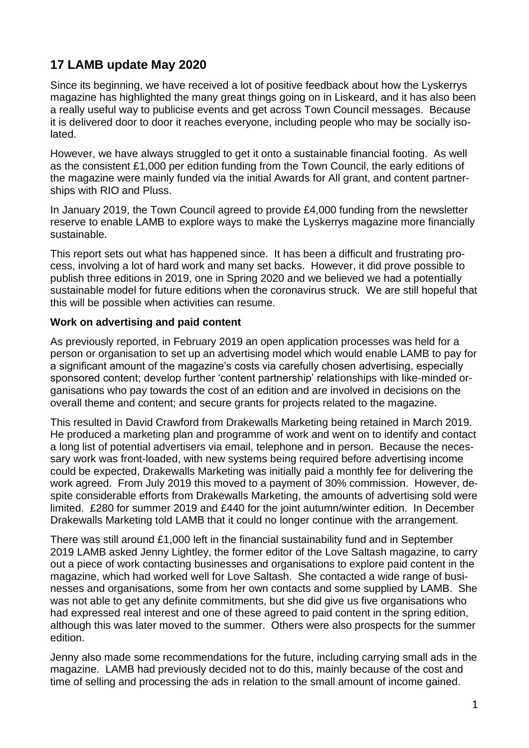## 17 LAMB update May 2020

Since its beginning, we have received a lot of positive feedback about how the Lyskerrys magazine has highlighted the many great things going on in Liskeard, and it has also been a really useful way to publicise events and get across Town Council messages. Because it is delivered door to door it reaches everyone, including people who may be socially isolated.

However, we have always struggled to get it onto a sustainable financial footing. As well as the consistent £1,000 per edition funding from the Town Council, the early editions of the magazine were mainly funded via the initial Awards for All grant, and content partnerships with RIO and Pluss.

In January 2019, the Town Council agreed to provide £4,000 funding from the newsletter reserve to enable LAMB to explore ways to make the Lyskerrys magazine more financially sustainable.

This report sets out what has happened since. It has been a difficult and frustrating process, involving a lot of hard work and many set backs. However, it did prove possible to publish three editions in 2019, one in Spring 2020 and we believed we had a potentially sustainable model for future editions when the coronavirus struck. We are still hopeful that this will be possible when activities can resume.

**Work on advertising and paid content**

As previously reported, in February 2019 an open application processes was held for a person or organisation to set up an advertising model which would enable LAMB to pay for a significant amount of the magazine's costs via carefully chosen advertising, especially sponsored content; develop further 'content partnership' relationships with like-minded organisations who pay towards the cost of an edition and are involved in decisions on the overall theme and content; and secure grants for projects related to the magazine.

This resulted in David Crawford from Drakewalls Marketing being retained in March 2019. He produced a marketing plan and programme of work and went on to identify and contact a long list of potential advertisers via email, telephone and in person. Because the necessary work was front-loaded, with new systems being required before advertising income could be expected, Drakewalls Marketing was initially paid a monthly fee for delivering the work agreed. From July 2019 this moved to a payment of 30% commission. However, despite considerable efforts from Drakewalls Marketing, the amounts of advertising sold were limited. £280 for summer 2019 and £440 for the joint autumn/winter edition. In December Drakewalls Marketing told LAMB that it could no longer continue with the arrangement.

There was still around £1,000 left in the financial sustainability fund and in September 2019 LAMB asked Jenny Lightley, the former editor of the Love Saltash magazine, to carry out a piece of work contacting businesses and organisations to explore paid content in the magazine, which had worked well for Love Saltash. She contacted a wide range of businesses and organisations, some from her own contacts and some supplied by LAMB. She was not able to get any definite commitments, but she did give us five organisations who had expressed real interest and one of these agreed to paid content in the spring edition, although this was later moved to the summer. Others were also prospects for the summer edition.

Jenny also made some recommendations for the future, including carrying small ads in the magazine. LAMB had previously decided not to do this, mainly because of the cost and time of selling and processing the ads in relation to the small amount of income gained.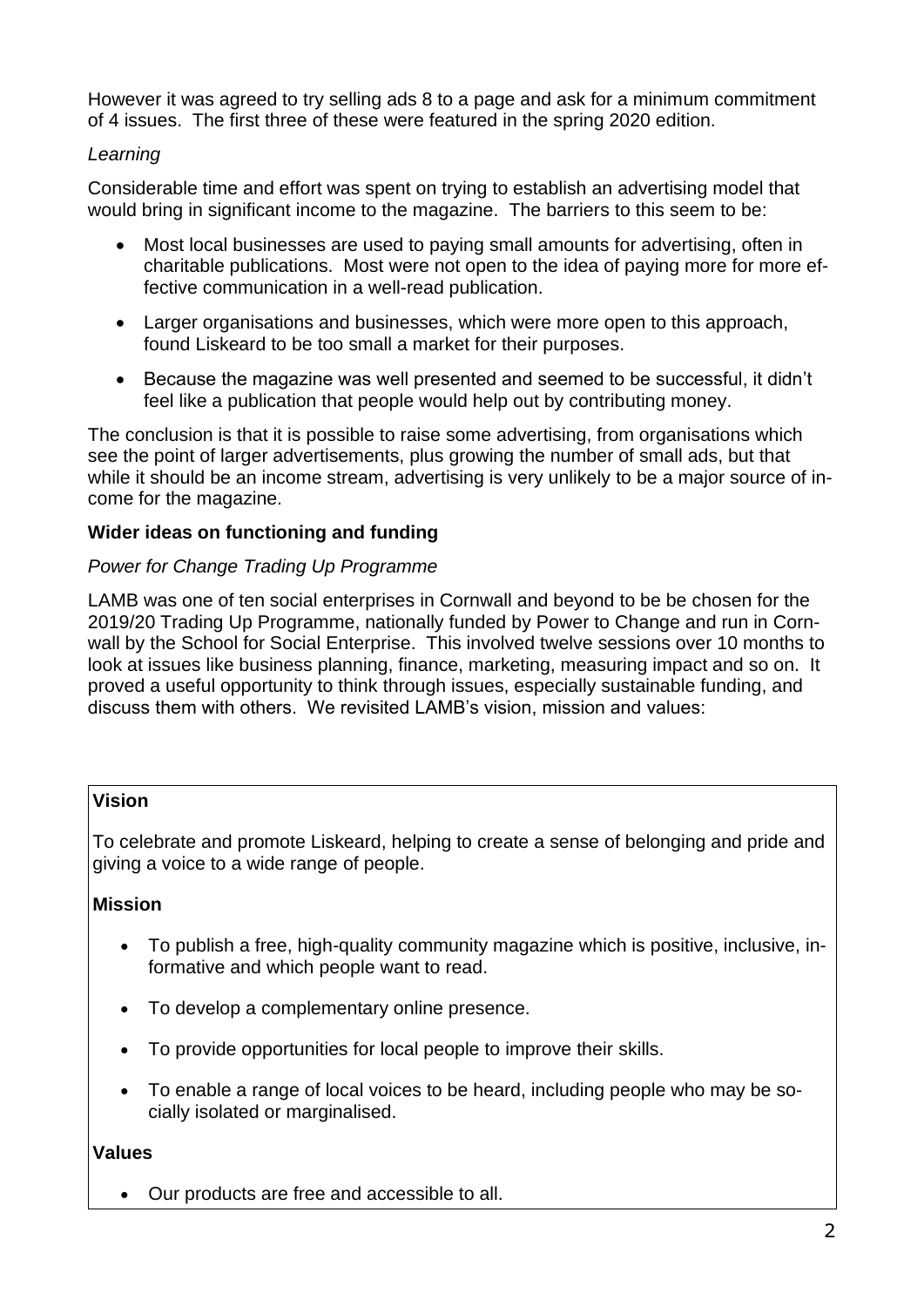However it was agreed to try selling ads 8 to a page and ask for a minimum commitment of 4 issues. The first three of these were featured in the spring 2020 edition.

*Learning*

Considerable time and effort was spent on trying to establish an advertising model that would bring in significant income to the magazine. The barriers to this seem to be:

- Most local businesses are used to paying small amounts for advertising, often in charitable publications. Most were not open to the idea of paying more for more effective communication in a well-read publication.
- Larger organisations and businesses, which were more open to this approach, found Liskeard to be too small a market for their purposes.
- Because the magazine was well presented and seemed to be successful, it didn't feel like a publication that people would help out by contributing money.

The conclusion is that it is possible to raise some advertising, from organisations which see the point of larger advertisements, plus growing the number of small ads, but that while it should be an income stream, advertising is very unlikely to be a major source of income for the magazine.

**Wider ideas on functioning and funding**

*Power for Change Trading Up Programme*

LAMB was one of ten social enterprises in Cornwall and beyond to be be chosen for the 2019/20 Trading Up Programme, nationally funded by Power to Change and run in Cornwall by the School for Social Enterprise. This involved twelve sessions over 10 months to look at issues like business planning, finance, marketing, measuring impact and so on. It proved a useful opportunity to think through issues, especially sustainable funding, and discuss them with others. We revisited LAMB's vision, mission and values:

**Vision**

To celebrate and promote Liskeard, helping to create a sense of belonging and pride and giving a voice to a wide range of people.

**Mission**

- To publish a free, high-quality community magazine which is positive, inclusive, informative and which people want to read.
- To develop a complementary online presence.
- To provide opportunities for local people to improve their skills.
- To enable a range of local voices to be heard, including people who may be socially isolated or marginalised.

**Values**

- Our products are free and accessible to all.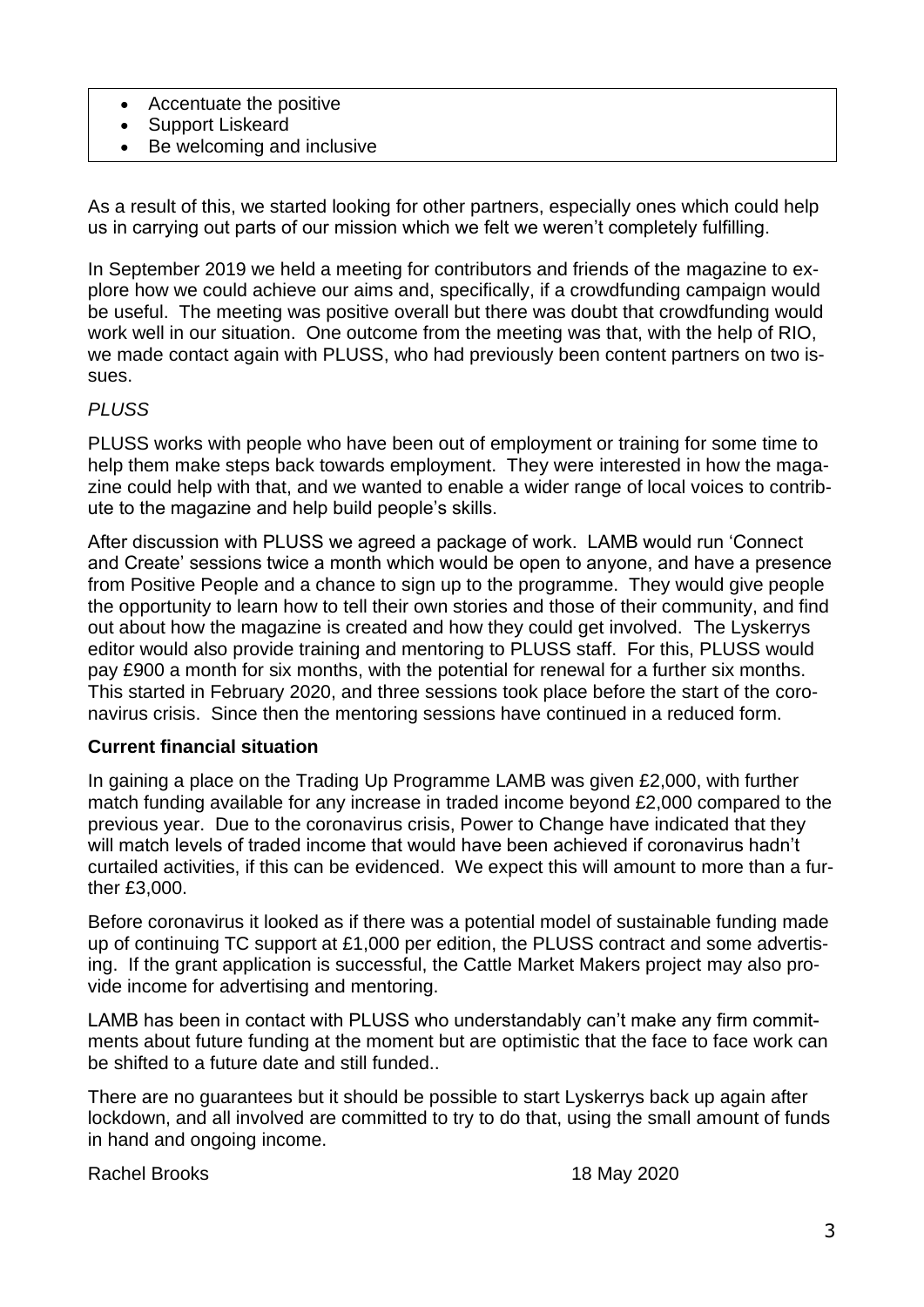- Accentuate the positive
- Support Liskeard
- Be welcoming and inclusive

As a result of this, we started looking for other partners, especially ones which could help us in carrying out parts of our mission which we felt we weren't completely fulfilling.

In September 2019 we held a meeting for contributors and friends of the magazine to explore how we could achieve our aims and, specifically, if a crowdfunding campaign would be useful. The meeting was positive overall but there was doubt that crowdfunding would work well in our situation. One outcome from the meeting was that, with the help of RIO, we made contact again with PLUSS, who had previously been content partners on two issues.

*PLUSS*

PLUSS works with people who have been out of employment or training for some time to help them make steps back towards employment. They were interested in how the magazine could help with that, and we wanted to enable a wider range of local voices to contribute to the magazine and help build people's skills.

After discussion with PLUSS we agreed a package of work. LAMB would run 'Connect and Create' sessions twice a month which would be open to anyone, and have a presence from Positive People and a chance to sign up to the programme. They would give people the opportunity to learn how to tell their own stories and those of their community, and find out about how the magazine is created and how they could get involved. The Lyskerrys editor would also provide training and mentoring to PLUSS staff. For this, PLUSS would pay £900 a month for six months, with the potential for renewal for a further six months. This started in February 2020, and three sessions took place before the start of the coronavirus crisis. Since then the mentoring sessions have continued in a reduced form.

**Current financial situation**

In gaining a place on the Trading Up Programme LAMB was given £2,000, with further match funding available for any increase in traded income beyond £2,000 compared to the previous year. Due to the coronavirus crisis, Power to Change have indicated that they will match levels of traded income that would have been achieved if coronavirus hadn't curtailed activities, if this can be evidenced. We expect this will amount to more than a further £3,000.

Before coronavirus it looked as if there was a potential model of sustainable funding made up of continuing TC support at £1,000 per edition, the PLUSS contract and some advertising. If the grant application is successful, the Cattle Market Makers project may also provide income for advertising and mentoring.

LAMB has been in contact with PLUSS who understandably can't make any firm commitments about future funding at the moment but are optimistic that the face to face work can be shifted to a future date and still funded..

There are no guarantees but it should be possible to start Lyskerrys back up again after lockdown, and all involved are committed to try to do that, using the small amount of funds in hand and ongoing income.

Rachel Brooks 18 May 2020